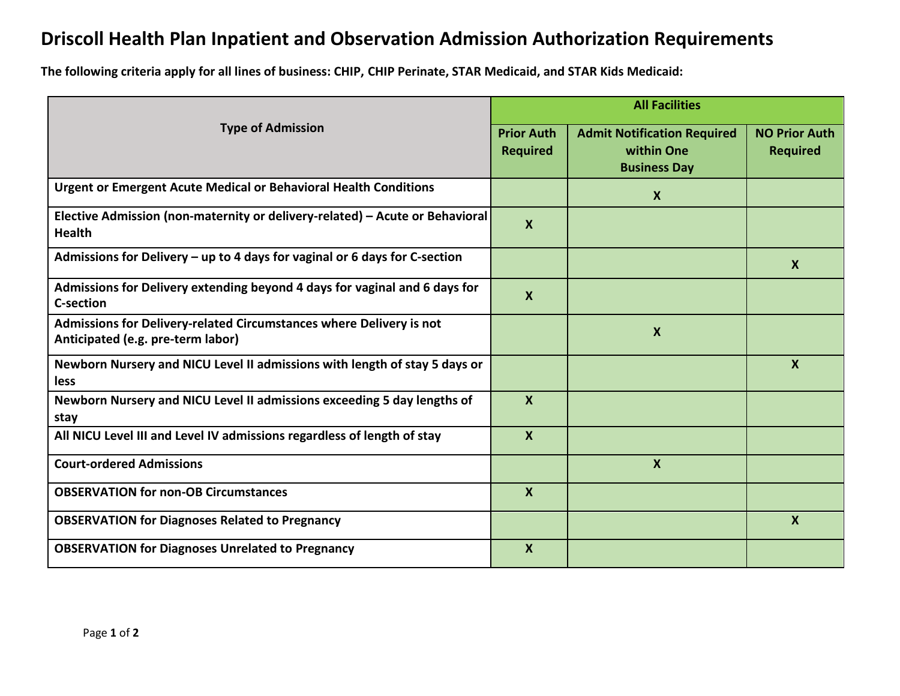# Driscoll Health Plan Inpatient and Observation Admission Authorization Requirements

**The following criteria apply for all lines of business: CHIP, CHIP Perinate, STAR Medicaid, and STAR Kids Medicaid:**

| Type of Admission | All Facilities | | |
|---|---|---|---|
| | Prior Auth Required | Admit Notification Required within One Business Day | NO Prior Auth Required |
| Urgent or Emergent Acute Medical or Behavioral Health Conditions | | X | |
| Elective Admission (non-maternity or delivery-related) – Acute or Behavioral Health | X | | |
| Admissions for Delivery – up to 4 days for vaginal or 6 days for C-section | | | X |
| Admissions for Delivery extending beyond 4 days for vaginal and 6 days for C-section | X | | |
| Admissions for Delivery-related Circumstances where Delivery is not Anticipated (e.g. pre-term labor) | | X | |
| Newborn Nursery and NICU Level II admissions with length of stay 5 days or less | | | X |
| Newborn Nursery and NICU Level II admissions exceeding 5 day lengths of stay | X | | |
| All NICU Level III and Level IV admissions regardless of length of stay | X | | |
| Court-ordered Admissions | | X | |
| OBSERVATION for non-OB Circumstances | X | | |
| OBSERVATION for Diagnoses Related to Pregnancy | | | X |
| OBSERVATION for Diagnoses Unrelated to Pregnancy | X | | |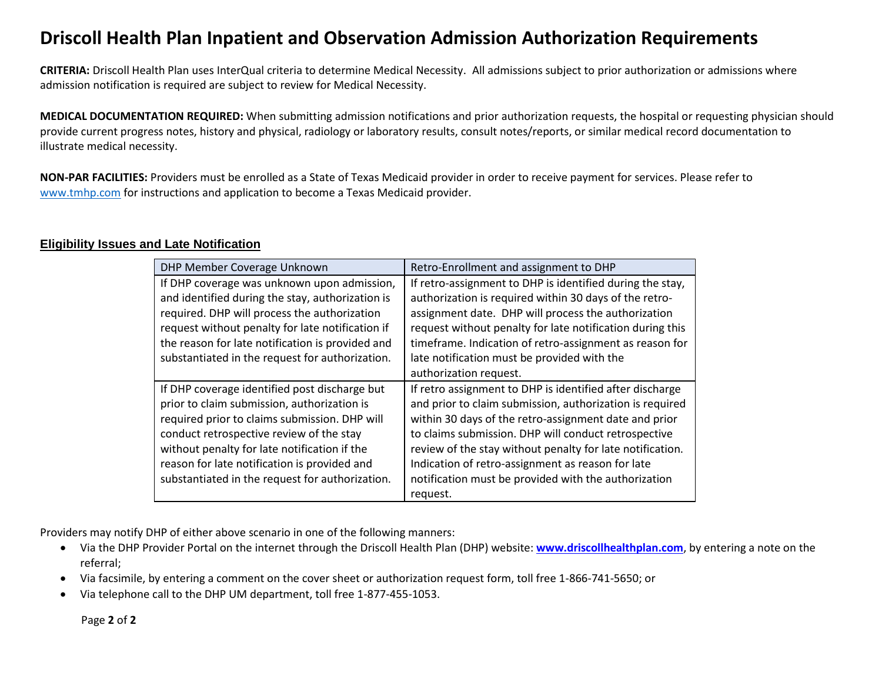# Driscoll Health Plan Inpatient and Observation Admission Authorization Requirements

**CRITERIA:** Driscoll Health Plan uses InterQual criteria to determine Medical Necessity. All admissions subject to prior authorization or admissions where admission notification is required are subject to review for Medical Necessity.

**MEDICAL DOCUMENTATION REQUIRED:** When submitting admission notifications and prior authorization requests, the hospital or requesting physician should provide current progress notes, history and physical, radiology or laboratory results, consult notes/reports, or similar medical record documentation to illustrate medical necessity.

**NON-PAR FACILITIES:** Providers must be enrolled as a State of Texas Medicaid provider in order to receive payment for services. Please refer to www.tmhp.com for instructions and application to become a Texas Medicaid provider.

## Eligibility Issues and Late Notification

| DHP Member Coverage Unknown | Retro-Enrollment and assignment to DHP |
|---|---|
| If DHP coverage was unknown upon admission, and identified during the stay, authorization is required. DHP will process the authorization request without penalty for late notification if the reason for late notification is provided and substantiated in the request for authorization. | If retro-assignment to DHP is identified during the stay, authorization is required within 30 days of the retro-assignment date. DHP will process the authorization request without penalty for late notification during this timeframe. Indication of retro-assignment as reason for late notification must be provided with the authorization request. |
| If DHP coverage identified post discharge but prior to claim submission, authorization is required prior to claims submission. DHP will conduct retrospective review of the stay without penalty for late notification if the reason for late notification is provided and substantiated in the request for authorization. | If retro assignment to DHP is identified after discharge and prior to claim submission, authorization is required within 30 days of the retro-assignment date and prior to claims submission. DHP will conduct retrospective review of the stay without penalty for late notification. Indication of retro-assignment as reason for late notification must be provided with the authorization request. |

Providers may notify DHP of either above scenario in one of the following manners:

- Via the DHP Provider Portal on the internet through the Driscoll Health Plan (DHP) website: **www.driscollhealthplan.com**, by entering a note on the referral;
- Via facsimile, by entering a comment on the cover sheet or authorization request form, toll free 1-866-741-5650; or
- Via telephone call to the DHP UM department, toll free 1-877-455-1053.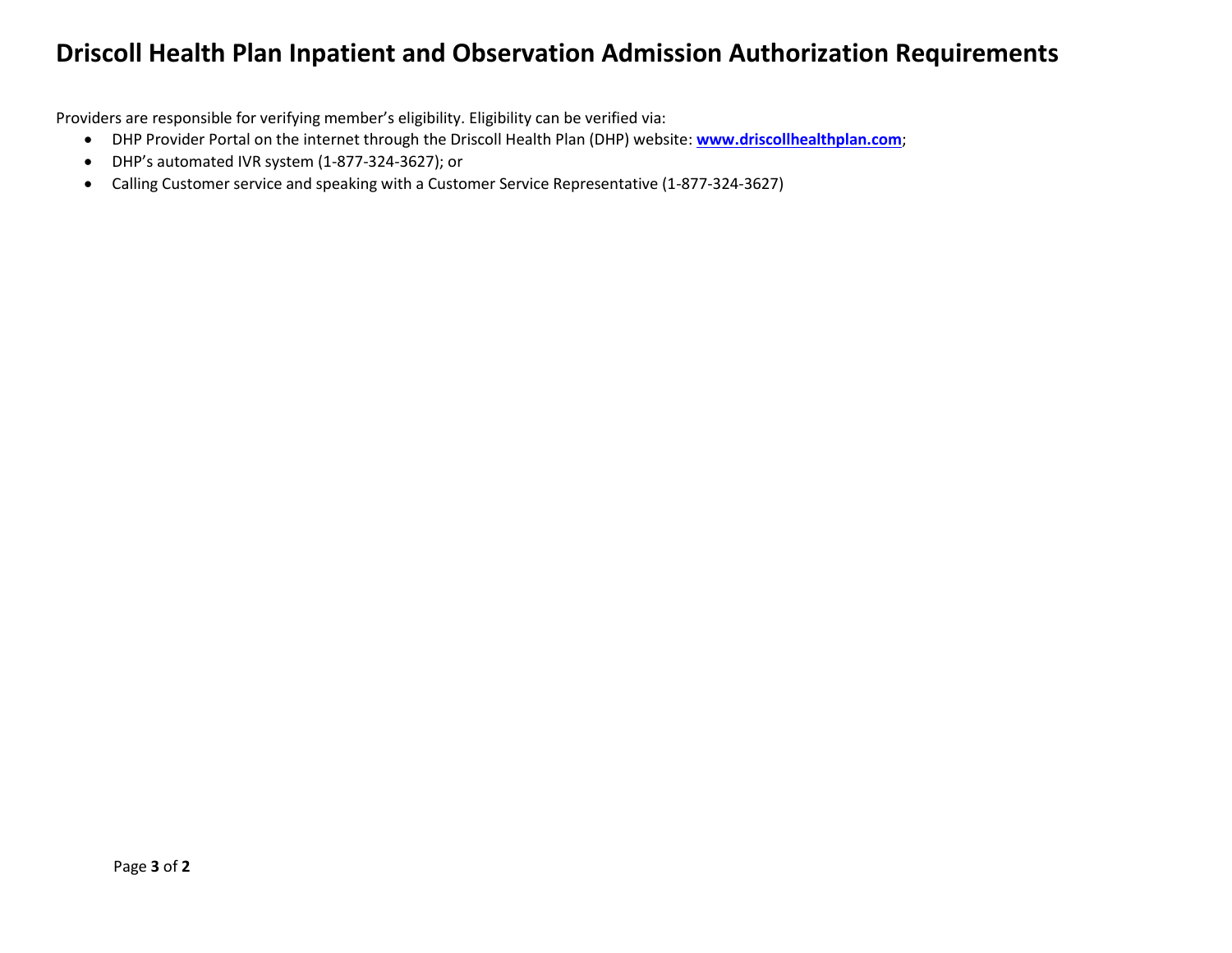# Driscoll Health Plan Inpatient and Observation Admission Authorization Requirements

Providers are responsible for verifying member's eligibility. Eligibility can be verified via:

- DHP Provider Portal on the internet through the Driscoll Health Plan (DHP) website: **www.driscollhealthplan.com**;
- DHP's automated IVR system (1-877-324-3627); or
- Calling Customer service and speaking with a Customer Service Representative (1-877-324-3627)